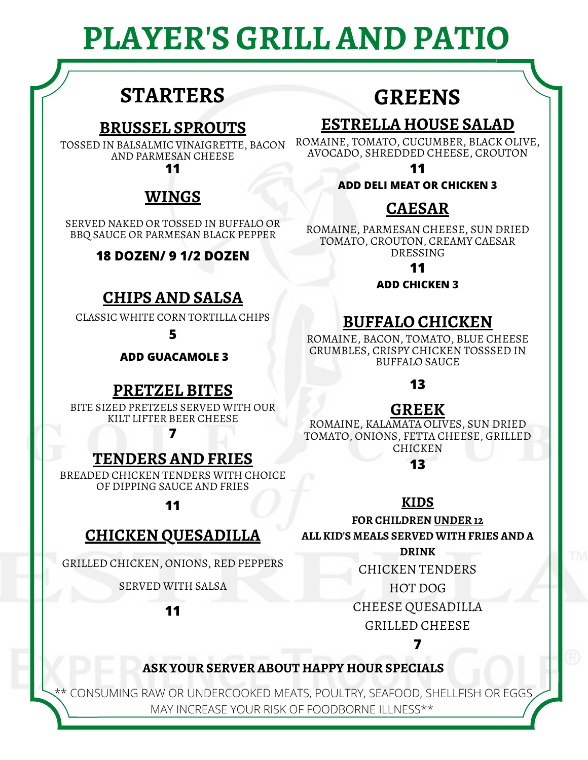# PLAYER'S GRILL AND PATIO

## STARTERS

### BRUSSEL SPROUTS

TOSSED IN BALSALMIC VINAIGRETTE, BACON AND PARMESAN CHEESE

**11**

### WINGS

SERVED NAKED OR TOSSED IN BUFFALO OR BBQ SAUCE OR PARMESAN BLACK PEPPER

**18 DOZEN/ 9 1/2 DOZEN**

### CHIPS AND SALSA

CLASSIC WHITE CORN TORTILLA CHIPS

**5**

**ADD GUACAMOLE 3**

### PRETZEL BITES

BITE SIZED PRETZELS SERVED WITH OUR KILT LIFTER BEER CHEESE

**7**

### TENDERS AND FRIES

BREADED CHICKEN TENDERS WITH CHOICE OF DIPPING SAUCE AND FRIES

**11**

### CHICKEN QUESADILLA

GRILLED CHICKEN, ONIONS, RED PEPPERS

SERVED WITH SALSA

**11**

## GREENS

### ESTRELLA HOUSE SALAD

ROMAINE, TOMATO, CUCUMBER, BLACK OLIVE, AVOCADO, SHREDDED CHEESE, CROUTON

**11**

**ADD DELI MEAT OR CHICKEN 3**

### CAESAR

ROMAINE, PARMESAN CHEESE, SUN DRIED TOMATO, CROUTON, CREAMY CAESAR DRESSING

**11**

**ADD CHICKEN 3**

### BUFFALO CHICKEN

ROMAINE, BACON, TOMATO, BLUE CHEESE CRUMBLES, CRISPY CHICKEN TOSSSED IN BUFFALO SAUCE

**13**

### GREEK

ROMAINE, KALAMATA OLIVES, SUN DRIED TOMATO, ONIONS, FETTA CHEESE, GRILLED CHICKEN

**13**

### KIDS

**FOR CHILDREN UNDER 12**

**ALL KID'S MEALS SERVED WITH FRIES AND A DRINK**

CHICKEN TENDERS

HOT DOG

CHEESE QUESADILLA

GRILLED CHEESE

**7**

**ASK YOUR SERVER ABOUT HAPPY HOUR SPECIALS**

** CONSUMING RAW OR UNDERCOOKED MEATS, POULTRY, SEAFOOD, SHELLFISH OR EGGS MAY INCREASE YOUR RISK OF FOODBORNE ILLNESS**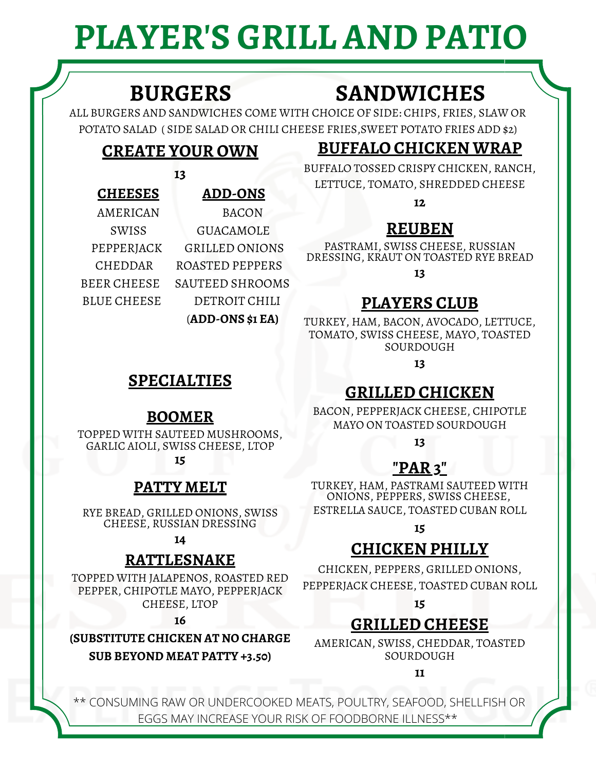# PLAYER'S GRILL AND PATIO

## BURGERS

## SANDWICHES

ALL BURGERS AND SANDWICHES COME WITH CHOICE OF SIDE: CHIPS, FRIES, SLAW OR POTATO SALAD ( SIDE SALAD OR CHILI CHEESE FRIES,SWEET POTATO FRIES ADD $2)

### CREATE YOUR OWN

**13**

| CHEESES | ADD-ONS |
|---|---|
| AMERICAN | BACON |
| SWISS | GUACAMOLE |
| PEPPERJACK | GRILLED ONIONS |
| CHEDDAR | ROASTED PEPPERS |
| BEER CHEESE | SAUTEED SHROOMS |
| BLUE CHEESE | DETROIT CHILI |

**(ADD-ONS $1 EA)**

### SPECIALTIES

#### BOOMER

TOPPED WITH SAUTEED MUSHROOMS, GARLIC AIOLI, SWISS CHEESE, LTOP

**15**

#### PATTY MELT

RYE BREAD, GRILLED ONIONS, SWISS CHEESE, RUSSIAN DRESSING

**14**

#### RATTLESNAKE

TOPPED WITH JALAPENOS, ROASTED RED PEPPER, CHIPOTLE MAYO, PEPPERJACK CHEESE, LTOP

**16**

**(SUBSTITUTE CHICKEN AT NO CHARGE**
**SUB BEYOND MEAT PATTY +3.50)**

### BUFFALO CHICKEN WRAP

BUFFALO TOSSED CRISPY CHICKEN, RANCH, LETTUCE, TOMATO, SHREDDED CHEESE

**12**

### REUBEN

PASTRAMI, SWISS CHEESE, RUSSIAN DRESSING, KRAUT ON TOASTED RYE BREAD

**13**

### PLAYERS CLUB

TURKEY, HAM, BACON, AVOCADO, LETTUCE, TOMATO, SWISS CHEESE, MAYO, TOASTED SOURDOUGH

**13**

### GRILLED CHICKEN

BACON, PEPPERJACK CHEESE, CHIPOTLE MAYO ON TOASTED SOURDOUGH

**13**

### "PAR 3"

TURKEY, HAM, PASTRAMI SAUTEED WITH ONIONS, PEPPERS, SWISS CHEESE, ESTRELLA SAUCE, TOASTED CUBAN ROLL

**15**

### CHICKEN PHILLY

CHICKEN, PEPPERS, GRILLED ONIONS, PEPPERJACK CHEESE, TOASTED CUBAN ROLL

**15**

### GRILLED CHEESE

AMERICAN, SWISS, CHEDDAR, TOASTED SOURDOUGH

**11**

** CONSUMING RAW OR UNDERCOOKED MEATS, POULTRY, SEAFOOD, SHELLFISH OR EGGS MAY INCREASE YOUR RISK OF FOODBORNE ILLNESS**